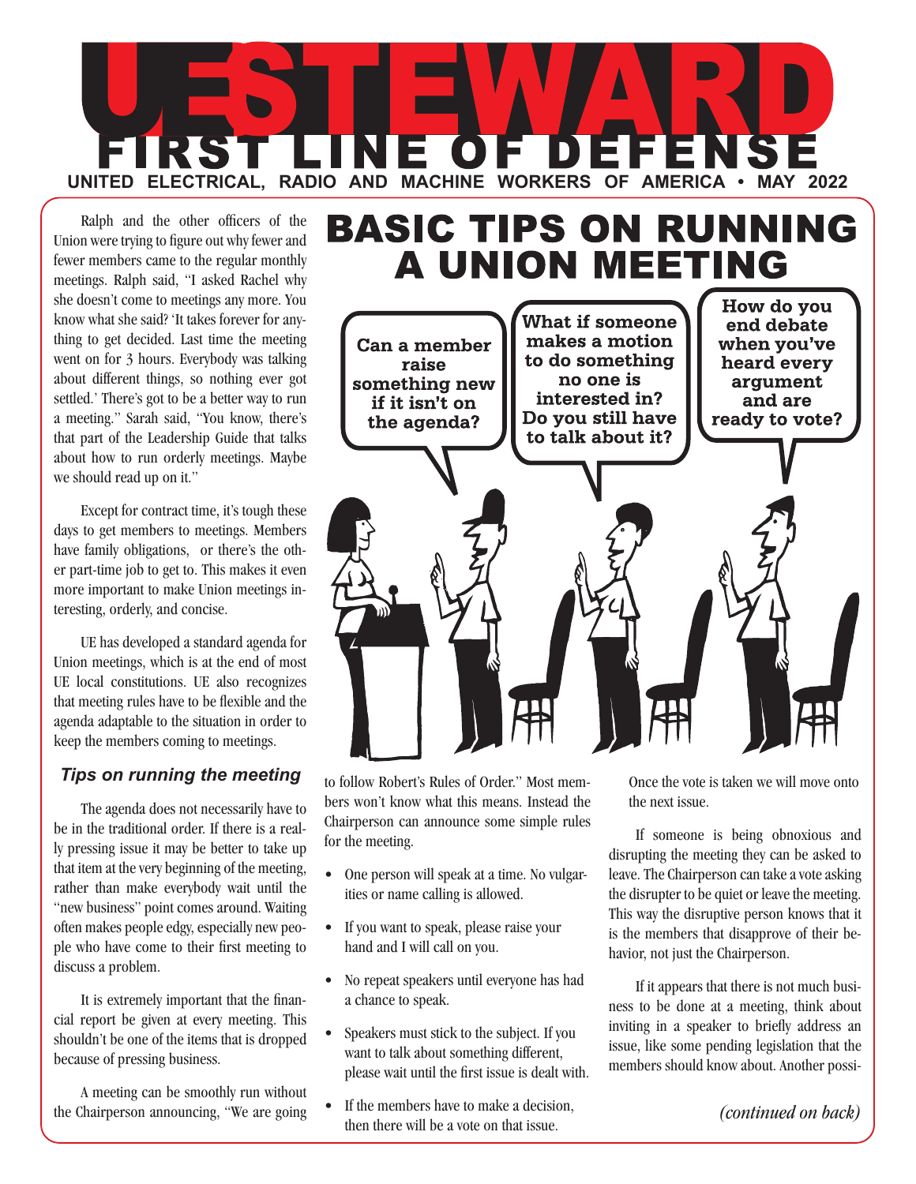# UE STEWARD

## FIRST LINE OF DEFENSE

UNITED ELECTRICAL, RADIO AND MACHINE WORKERS OF AMERICA • MAY 2022

# BASIC TIPS ON RUNNING A UNION MEETING

Can a member raise something new if it isn't on the agenda?

What if someone makes a motion to do something no one is interested in? Do you still have to talk about it?

How do you end debate when you've heard every argument and are ready to vote?

Ralph and the other officers of the Union were trying to figure out why fewer and fewer members came to the regular monthly meetings. Ralph said, "I asked Rachel why she doesn't come to meetings any more. You know what she said? 'It takes forever for anything to get decided. Last time the meeting went on for 3 hours. Everybody was talking about different things, so nothing ever got settled.' There's got to be a better way to run a meeting." Sarah said, "You know, there's that part of the Leadership Guide that talks about how to run orderly meetings. Maybe we should read up on it."

Except for contract time, it's tough these days to get members to meetings. Members have family obligations, or there's the other part-time job to get to. This makes it even more important to make Union meetings interesting, orderly, and concise.

UE has developed a standard agenda for Union meetings, which is at the end of most UE local constitutions. UE also recognizes that meeting rules have to be flexible and the agenda adaptable to the situation in order to keep the members coming to meetings.

### *Tips on running the meeting*

The agenda does not necessarily have to be in the traditional order. If there is a really pressing issue it may be better to take up that item at the very beginning of the meeting, rather than make everybody wait until the "new business" point comes around. Waiting often makes people edgy, especially new people who have come to their first meeting to discuss a problem.

It is extremely important that the financial report be given at every meeting. This shouldn't be one of the items that is dropped because of pressing business.

A meeting can be smoothly run without the Chairperson announcing, "We are going to follow Robert's Rules of Order." Most members won't know what this means. Instead the Chairperson can announce some simple rules for the meeting.

- One person will speak at a time. No vulgarities or name calling is allowed.
- If you want to speak, please raise your hand and I will call on you.
- No repeat speakers until everyone has had a chance to speak.
- Speakers must stick to the subject. If you want to talk about something different, please wait until the first issue is dealt with.
- If the members have to make a decision, then there will be a vote on that issue. Once the vote is taken we will move onto the next issue.

If someone is being obnoxious and disrupting the meeting they can be asked to leave. The Chairperson can take a vote asking the disrupter to be quiet or leave the meeting. This way the disruptive person knows that it is the members that disapprove of their behavior, not just the Chairperson.

If it appears that there is not much business to be done at a meeting, think about inviting in a speaker to briefly address an issue, like some pending legislation that the members should know about. Another possi-

*(continued on back)*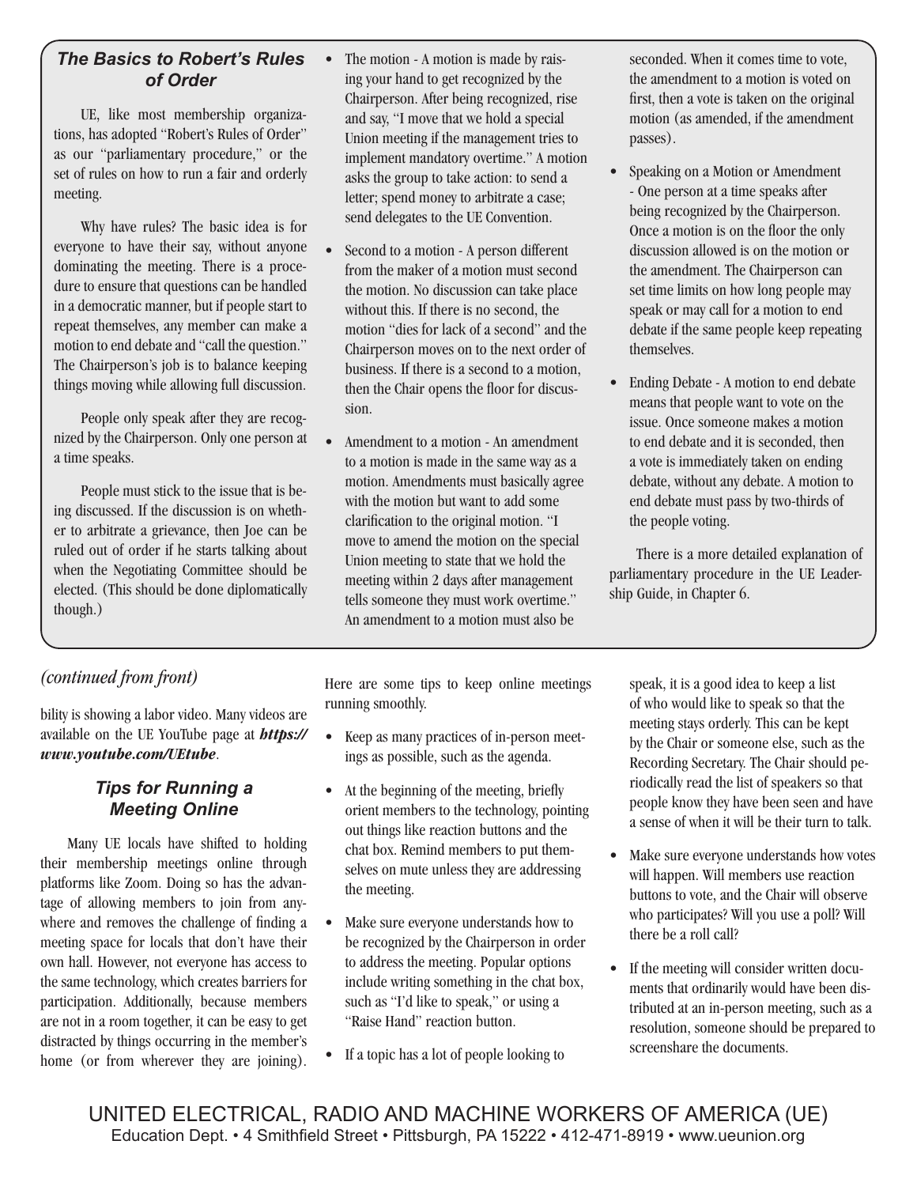## The Basics to Robert's Rules of Order

UE, like most membership organizations, has adopted "Robert's Rules of Order" as our "parliamentary procedure," or the set of rules on how to run a fair and orderly meeting.

Why have rules? The basic idea is for everyone to have their say, without anyone dominating the meeting. There is a procedure to ensure that questions can be handled in a democratic manner, but if people start to repeat themselves, any member can make a motion to end debate and "call the question." The Chairperson's job is to balance keeping things moving while allowing full discussion.

People only speak after they are recognized by the Chairperson. Only one person at a time speaks.

People must stick to the issue that is being discussed. If the discussion is on whether to arbitrate a grievance, then Joe can be ruled out of order if he starts talking about when the Negotiating Committee should be elected. (This should be done diplomatically though.)

- The motion - A motion is made by raising your hand to get recognized by the Chairperson. After being recognized, rise and say, "I move that we hold a special Union meeting if the management tries to implement mandatory overtime." A motion asks the group to take action: to send a letter; spend money to arbitrate a case; send delegates to the UE Convention.
- Second to a motion - A person different from the maker of a motion must second the motion. No discussion can take place without this. If there is no second, the motion "dies for lack of a second" and the Chairperson moves on to the next order of business. If there is a second to a motion, then the Chair opens the floor for discussion.
- Amendment to a motion - An amendment to a motion is made in the same way as a motion. Amendments must basically agree with the motion but want to add some clarification to the original motion. "I move to amend the motion on the special Union meeting to state that we hold the meeting within 2 days after management tells someone they must work overtime." An amendment to a motion must also be seconded. When it comes time to vote, the amendment to a motion is voted on first, then a vote is taken on the original motion (as amended, if the amendment passes).
- Speaking on a Motion or Amendment - One person at a time speaks after being recognized by the Chairperson. Once a motion is on the floor the only discussion allowed is on the motion or the amendment. The Chairperson can set time limits on how long people may speak or may call for a motion to end debate if the same people keep repeating themselves.
- Ending Debate - A motion to end debate means that people want to vote on the issue. Once someone makes a motion to end debate and it is seconded, then a vote is immediately taken on ending debate, without any debate. A motion to end debate must pass by two-thirds of the people voting.

There is a more detailed explanation of parliamentary procedure in the UE Leadership Guide, in Chapter 6.

*(continued from front)*

bility is showing a labor video. Many videos are available on the UE YouTube page at ***https://www.youtube.com/UEtube***.

## Tips for Running a Meeting Online

Many UE locals have shifted to holding their membership meetings online through platforms like Zoom. Doing so has the advantage of allowing members to join from anywhere and removes the challenge of finding a meeting space for locals that don't have their own hall. However, not everyone has access to the same technology, which creates barriers for participation. Additionally, because members are not in a room together, it can be easy to get distracted by things occurring in the member's home (or from wherever they are joining). Here are some tips to keep online meetings running smoothly.

- Keep as many practices of in-person meetings as possible, such as the agenda.
- At the beginning of the meeting, briefly orient members to the technology, pointing out things like reaction buttons and the chat box. Remind members to put themselves on mute unless they are addressing the meeting.
- Make sure everyone understands how to be recognized by the Chairperson in order to address the meeting. Popular options include writing something in the chat box, such as "I'd like to speak," or using a "Raise Hand" reaction button.
- If a topic has a lot of people looking to speak, it is a good idea to keep a list of who would like to speak so that the meeting stays orderly. This can be kept by the Chair or someone else, such as the Recording Secretary. The Chair should periodically read the list of speakers so that people know they have been seen and have a sense of when it will be their turn to talk.
- Make sure everyone understands how votes will happen. Will members use reaction buttons to vote, and the Chair will observe who participates? Will you use a poll? Will there be a roll call?
- If the meeting will consider written documents that ordinarily would have been distributed at an in-person meeting, such as a resolution, someone should be prepared to screenshare the documents.

UNITED ELECTRICAL, RADIO AND MACHINE WORKERS OF AMERICA (UE)
Education Dept. • 4 Smithfield Street • Pittsburgh, PA 15222 • 412-471-8919 • www.ueunion.org